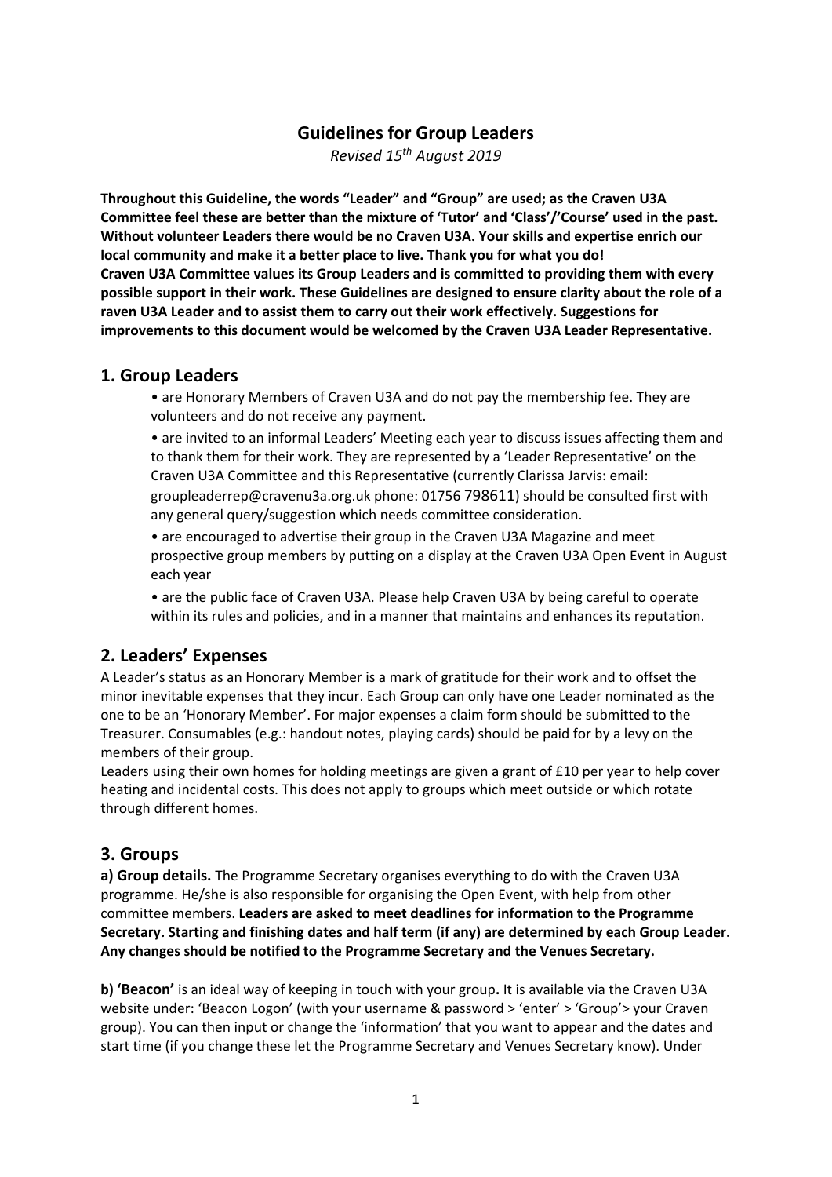# Guidelines for Group Leaders

*Revised 15th August 2019*

**Throughout this Guideline, the words "Leader" and "Group" are used; as the Craven U3A Committee feel these are better than the mixture of 'Tutor' and 'Class'/'Course' used in the past. Without volunteer Leaders there would be no Craven U3A. Your skills and expertise enrich our local community and make it a better place to live. Thank you for what you do!**
**Craven U3A Committee values its Group Leaders and is committed to providing them with every possible support in their work. These Guidelines are designed to ensure clarity about the role of a raven U3A Leader and to assist them to carry out their work effectively. Suggestions for improvements to this document would be welcomed by the Craven U3A Leader Representative.**

## 1. Group Leaders

- are Honorary Members of Craven U3A and do not pay the membership fee. They are volunteers and do not receive any payment.
- are invited to an informal Leaders' Meeting each year to discuss issues affecting them and to thank them for their work. They are represented by a 'Leader Representative' on the Craven U3A Committee and this Representative (currently Clarissa Jarvis: email: groupleaderrep@cravenu3a.org.uk phone: 01756 798611) should be consulted first with any general query/suggestion which needs committee consideration.
- are encouraged to advertise their group in the Craven U3A Magazine and meet prospective group members by putting on a display at the Craven U3A Open Event in August each year
- are the public face of Craven U3A. Please help Craven U3A by being careful to operate within its rules and policies, and in a manner that maintains and enhances its reputation.

## 2. Leaders' Expenses

A Leader's status as an Honorary Member is a mark of gratitude for their work and to offset the minor inevitable expenses that they incur. Each Group can only have one Leader nominated as the one to be an 'Honorary Member'. For major expenses a claim form should be submitted to the Treasurer. Consumables (e.g.: handout notes, playing cards) should be paid for by a levy on the members of their group.

Leaders using their own homes for holding meetings are given a grant of £10 per year to help cover heating and incidental costs. This does not apply to groups which meet outside or which rotate through different homes.

## 3. Groups

**a) Group details.** The Programme Secretary organises everything to do with the Craven U3A programme. He/she is also responsible for organising the Open Event, with help from other committee members. **Leaders are asked to meet deadlines for information to the Programme Secretary. Starting and finishing dates and half term (if any) are determined by each Group Leader. Any changes should be notified to the Programme Secretary and the Venues Secretary.**

**b) 'Beacon'** is an ideal way of keeping in touch with your group**.** It is available via the Craven U3A website under: 'Beacon Logon' (with your username & password > 'enter' > 'Group'> your Craven group). You can then input or change the 'information' that you want to appear and the dates and start time (if you change these let the Programme Secretary and Venues Secretary know). Under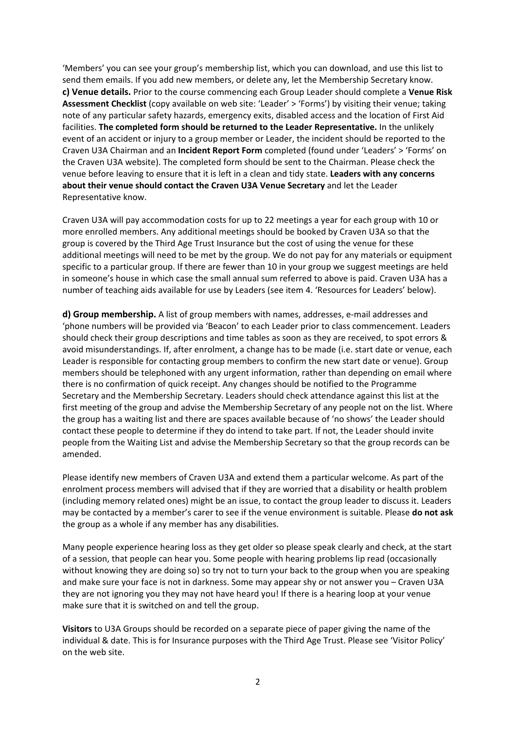'Members' you can see your group's membership list, which you can download, and use this list to send them emails. If you add new members, or delete any, let the Membership Secretary know.

**c) Venue details.** Prior to the course commencing each Group Leader should complete a **Venue Risk Assessment Checklist** (copy available on web site: 'Leader' > 'Forms') by visiting their venue; taking note of any particular safety hazards, emergency exits, disabled access and the location of First Aid facilities. **The completed form should be returned to the Leader Representative.** In the unlikely event of an accident or injury to a group member or Leader, the incident should be reported to the Craven U3A Chairman and an **Incident Report Form** completed (found under 'Leaders' > 'Forms' on the Craven U3A website). The completed form should be sent to the Chairman. Please check the venue before leaving to ensure that it is left in a clean and tidy state. **Leaders with any concerns about their venue should contact the Craven U3A Venue Secretary** and let the Leader Representative know.

Craven U3A will pay accommodation costs for up to 22 meetings a year for each group with 10 or more enrolled members. Any additional meetings should be booked by Craven U3A so that the group is covered by the Third Age Trust Insurance but the cost of using the venue for these additional meetings will need to be met by the group. We do not pay for any materials or equipment specific to a particular group. If there are fewer than 10 in your group we suggest meetings are held in someone's house in which case the small annual sum referred to above is paid. Craven U3A has a number of teaching aids available for use by Leaders (see item 4. 'Resources for Leaders' below).

**d) Group membership.** A list of group members with names, addresses, e-mail addresses and 'phone numbers will be provided via 'Beacon' to each Leader prior to class commencement. Leaders should check their group descriptions and time tables as soon as they are received, to spot errors & avoid misunderstandings. If, after enrolment, a change has to be made (i.e. start date or venue, each Leader is responsible for contacting group members to confirm the new start date or venue). Group members should be telephoned with any urgent information, rather than depending on email where there is no confirmation of quick receipt. Any changes should be notified to the Programme Secretary and the Membership Secretary. Leaders should check attendance against this list at the first meeting of the group and advise the Membership Secretary of any people not on the list. Where the group has a waiting list and there are spaces available because of 'no shows' the Leader should contact these people to determine if they do intend to take part. If not, the Leader should invite people from the Waiting List and advise the Membership Secretary so that the group records can be amended.

Please identify new members of Craven U3A and extend them a particular welcome. As part of the enrolment process members will advised that if they are worried that a disability or health problem (including memory related ones) might be an issue, to contact the group leader to discuss it. Leaders may be contacted by a member's carer to see if the venue environment is suitable. Please **do not ask** the group as a whole if any member has any disabilities.

Many people experience hearing loss as they get older so please speak clearly and check, at the start of a session, that people can hear you. Some people with hearing problems lip read (occasionally without knowing they are doing so) so try not to turn your back to the group when you are speaking and make sure your face is not in darkness. Some may appear shy or not answer you – Craven U3A they are not ignoring you they may not have heard you! If there is a hearing loop at your venue make sure that it is switched on and tell the group.

**Visitors** to U3A Groups should be recorded on a separate piece of paper giving the name of the individual & date. This is for Insurance purposes with the Third Age Trust. Please see 'Visitor Policy' on the web site.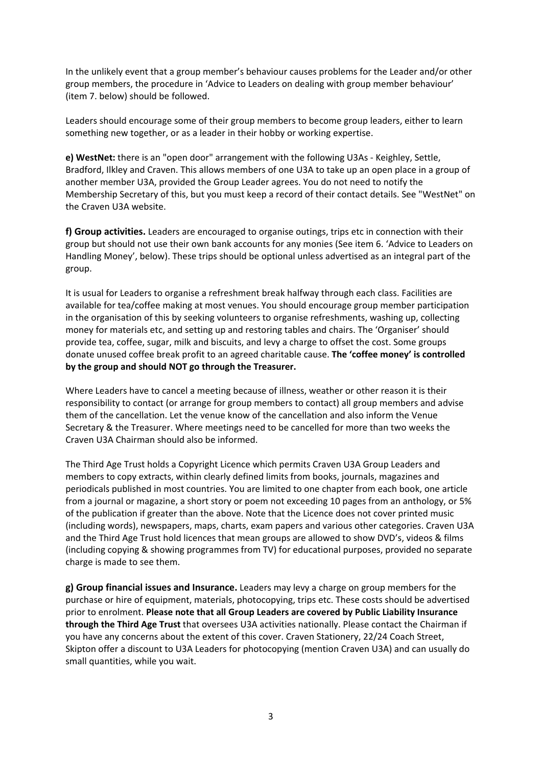In the unlikely event that a group member's behaviour causes problems for the Leader and/or other group members, the procedure in 'Advice to Leaders on dealing with group member behaviour' (item 7. below) should be followed.

Leaders should encourage some of their group members to become group leaders, either to learn something new together, or as a leader in their hobby or working expertise.

**e) WestNet:** there is an "open door" arrangement with the following U3As - Keighley, Settle, Bradford, Ilkley and Craven. This allows members of one U3A to take up an open place in a group of another member U3A, provided the Group Leader agrees. You do not need to notify the Membership Secretary of this, but you must keep a record of their contact details. See "WestNet" on the Craven U3A website.

**f) Group activities.** Leaders are encouraged to organise outings, trips etc in connection with their group but should not use their own bank accounts for any monies (See item 6. 'Advice to Leaders on Handling Money', below). These trips should be optional unless advertised as an integral part of the group.

It is usual for Leaders to organise a refreshment break halfway through each class. Facilities are available for tea/coffee making at most venues. You should encourage group member participation in the organisation of this by seeking volunteers to organise refreshments, washing up, collecting money for materials etc, and setting up and restoring tables and chairs. The 'Organiser' should provide tea, coffee, sugar, milk and biscuits, and levy a charge to offset the cost. Some groups donate unused coffee break profit to an agreed charitable cause. **The 'coffee money' is controlled by the group and should NOT go through the Treasurer.**

Where Leaders have to cancel a meeting because of illness, weather or other reason it is their responsibility to contact (or arrange for group members to contact) all group members and advise them of the cancellation. Let the venue know of the cancellation and also inform the Venue Secretary & the Treasurer. Where meetings need to be cancelled for more than two weeks the Craven U3A Chairman should also be informed.

The Third Age Trust holds a Copyright Licence which permits Craven U3A Group Leaders and members to copy extracts, within clearly defined limits from books, journals, magazines and periodicals published in most countries. You are limited to one chapter from each book, one article from a journal or magazine, a short story or poem not exceeding 10 pages from an anthology, or 5% of the publication if greater than the above. Note that the Licence does not cover printed music (including words), newspapers, maps, charts, exam papers and various other categories. Craven U3A and the Third Age Trust hold licences that mean groups are allowed to show DVD's, videos & films (including copying & showing programmes from TV) for educational purposes, provided no separate charge is made to see them.

**g) Group financial issues and Insurance.** Leaders may levy a charge on group members for the purchase or hire of equipment, materials, photocopying, trips etc. These costs should be advertised prior to enrolment. **Please note that all Group Leaders are covered by Public Liability Insurance through the Third Age Trust** that oversees U3A activities nationally. Please contact the Chairman if you have any concerns about the extent of this cover. Craven Stationery, 22/24 Coach Street, Skipton offer a discount to U3A Leaders for photocopying (mention Craven U3A) and can usually do small quantities, while you wait.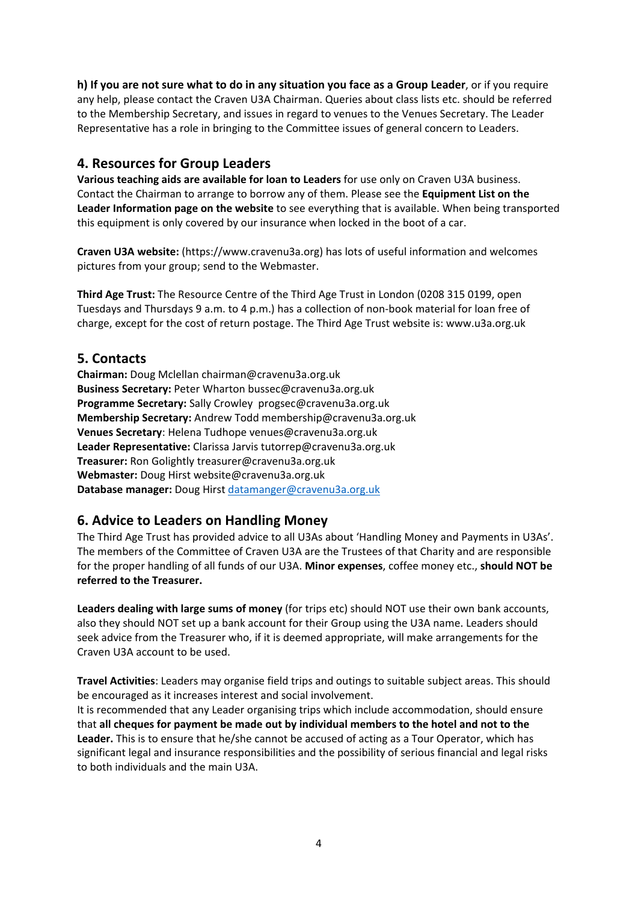**h) If you are not sure what to do in any situation you face as a Group Leader**, or if you require any help, please contact the Craven U3A Chairman. Queries about class lists etc. should be referred to the Membership Secretary, and issues in regard to venues to the Venues Secretary. The Leader Representative has a role in bringing to the Committee issues of general concern to Leaders.

## 4. Resources for Group Leaders

**Various teaching aids are available for loan to Leaders** for use only on Craven U3A business. Contact the Chairman to arrange to borrow any of them. Please see the **Equipment List on the Leader Information page on the website** to see everything that is available. When being transported this equipment is only covered by our insurance when locked in the boot of a car.

**Craven U3A website:** (https://www.cravenu3a.org) has lots of useful information and welcomes pictures from your group; send to the Webmaster.

**Third Age Trust:** The Resource Centre of the Third Age Trust in London (0208 315 0199, open Tuesdays and Thursdays 9 a.m. to 4 p.m.) has a collection of non-book material for loan free of charge, except for the cost of return postage. The Third Age Trust website is: www.u3a.org.uk

## 5. Contacts

**Chairman:** Doug Mclellan chairman@cravenu3a.org.uk
**Business Secretary:** Peter Wharton bussec@cravenu3a.org.uk
**Programme Secretary:** Sally Crowley progsec@cravenu3a.org.uk
**Membership Secretary:** Andrew Todd membership@cravenu3a.org.uk
**Venues Secretary**: Helena Tudhope venues@cravenu3a.org.uk
**Leader Representative:** Clarissa Jarvis tutorrep@cravenu3a.org.uk
**Treasurer:** Ron Golightly treasurer@cravenu3a.org.uk
**Webmaster:** Doug Hirst website@cravenu3a.org.uk
**Database manager:** Doug Hirst datamanger@cravenu3a.org.uk

## 6. Advice to Leaders on Handling Money

The Third Age Trust has provided advice to all U3As about 'Handling Money and Payments in U3As'. The members of the Committee of Craven U3A are the Trustees of that Charity and are responsible for the proper handling of all funds of our U3A. **Minor expenses**, coffee money etc., **should NOT be referred to the Treasurer.**

**Leaders dealing with large sums of money** (for trips etc) should NOT use their own bank accounts, also they should NOT set up a bank account for their Group using the U3A name. Leaders should seek advice from the Treasurer who, if it is deemed appropriate, will make arrangements for the Craven U3A account to be used.

**Travel Activities**: Leaders may organise field trips and outings to suitable subject areas. This should be encouraged as it increases interest and social involvement.
It is recommended that any Leader organising trips which include accommodation, should ensure that **all cheques for payment be made out by individual members to the hotel and not to the Leader.** This is to ensure that he/she cannot be accused of acting as a Tour Operator, which has significant legal and insurance responsibilities and the possibility of serious financial and legal risks to both individuals and the main U3A.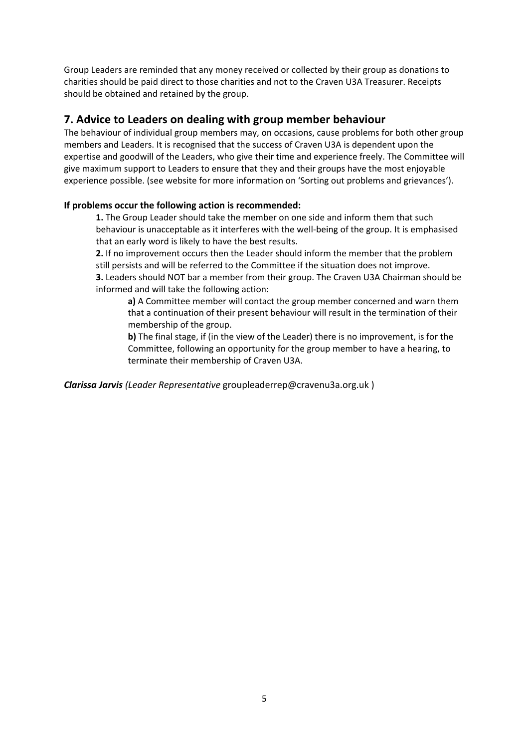Group Leaders are reminded that any money received or collected by their group as donations to charities should be paid direct to those charities and not to the Craven U3A Treasurer. Receipts should be obtained and retained by the group.

## 7. Advice to Leaders on dealing with group member behaviour

The behaviour of individual group members may, on occasions, cause problems for both other group members and Leaders. It is recognised that the success of Craven U3A is dependent upon the expertise and goodwill of the Leaders, who give their time and experience freely. The Committee will give maximum support to Leaders to ensure that they and their groups have the most enjoyable experience possible. (see website for more information on 'Sorting out problems and grievances').

**If problems occur the following action is recommended:**

> **1.** The Group Leader should take the member on one side and inform them that such behaviour is unacceptable as it interferes with the well-being of the group. It is emphasised that an early word is likely to have the best results.
>
> **2.** If no improvement occurs then the Leader should inform the member that the problem still persists and will be referred to the Committee if the situation does not improve.
>
> **3.** Leaders should NOT bar a member from their group. The Craven U3A Chairman should be informed and will take the following action:
>
> > **a)** A Committee member will contact the group member concerned and warn them that a continuation of their present behaviour will result in the termination of their membership of the group.
> >
> > **b)** The final stage, if (in the view of the Leader) there is no improvement, is for the Committee, following an opportunity for the group member to have a hearing, to terminate their membership of Craven U3A.

***Clarissa Jarvis*** *(Leader Representative* groupleaderrep@cravenu3a.org.uk )